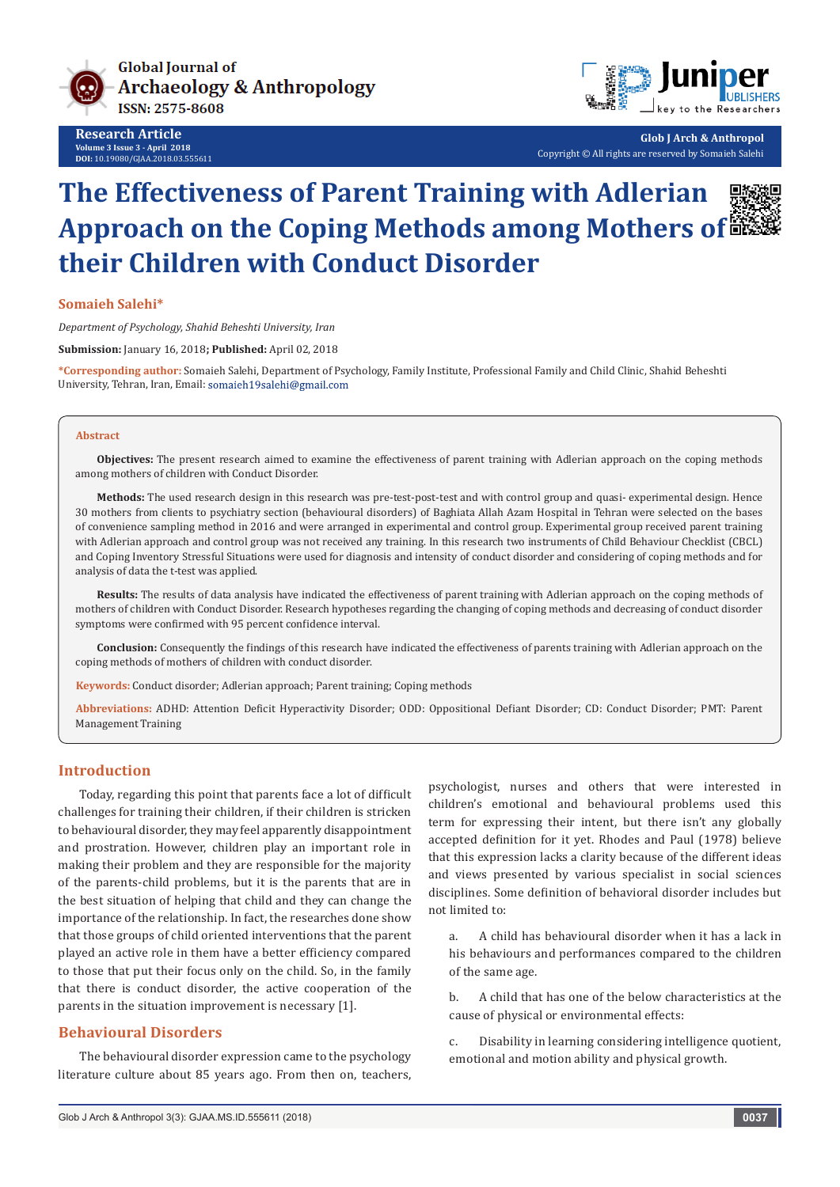Research Article

Volume 3 Issue 3 - April 2018

DOI: 10.19080/GJAA.2018.03.555611

Copyright © All rights are reserved by Somaieh Salehi

# The Effectiveness of Parent Training with Adlerian Approach on the Coping Methods among Mothers of their Children with Conduct Disorder

**Somaieh Salehi***

*Department of Psychology, Shahid Beheshti University, Iran*

**Submission:** January 16, 2018; **Published:** April 02, 2018

***Corresponding author:** Somaieh Salehi, Department of Psychology, Family Institute, Professional Family and Child Clinic, Shahid Beheshti University, Tehran, Iran, Email: somaieh19salehi@gmail.com

## Abstract

**Objectives:** The present research aimed to examine the effectiveness of parent training with Adlerian approach on the coping methods among mothers of children with Conduct Disorder.

**Methods:** The used research design in this research was pre-test-post-test and with control group and quasi- experimental design. Hence 30 mothers from clients to psychiatry section (behavioural disorders) of Baghiata Allah Azam Hospital in Tehran were selected on the bases of convenience sampling method in 2016 and were arranged in experimental and control group. Experimental group received parent training with Adlerian approach and control group was not received any training. In this research two instruments of Child Behaviour Checklist (CBCL) and Coping Inventory Stressful Situations were used for diagnosis and intensity of conduct disorder and considering of coping methods and for analysis of data the t-test was applied.

**Results:** The results of data analysis have indicated the effectiveness of parent training with Adlerian approach on the coping methods of mothers of children with Conduct Disorder. Research hypotheses regarding the changing of coping methods and decreasing of conduct disorder symptoms were confirmed with 95 percent confidence interval.

**Conclusion:** Consequently the findings of this research have indicated the effectiveness of parents training with Adlerian approach on the coping methods of mothers of children with conduct disorder.

**Keywords:** Conduct disorder; Adlerian approach; Parent training; Coping methods

**Abbreviations:** ADHD: Attention Deficit Hyperactivity Disorder; ODD: Oppositional Defiant Disorder; CD: Conduct Disorder; PMT: Parent Management Training

## Introduction

Today, regarding this point that parents face a lot of difficult challenges for training their children, if their children is stricken to behavioural disorder, they may feel apparently disappointment and prostration. However, children play an important role in making their problem and they are responsible for the majority of the parents-child problems, but it is the parents that are in the best situation of helping that child and they can change the importance of the relationship. In fact, the researches done show that those groups of child oriented interventions that the parent played an active role in them have a better efficiency compared to those that put their focus only on the child. So, in the family that there is conduct disorder, the active cooperation of the parents in the situation improvement is necessary [1].

## Behavioural Disorders

The behavioural disorder expression came to the psychology literature culture about 85 years ago. From then on, teachers, psychologist, nurses and others that were interested in children's emotional and behavioural problems used this term for expressing their intent, but there isn't any globally accepted definition for it yet. Rhodes and Paul (1978) believe that this expression lacks a clarity because of the different ideas and views presented by various specialist in social sciences disciplines. Some definition of behavioral disorder includes but not limited to:

a. A child has behavioural disorder when it has a lack in his behaviours and performances compared to the children of the same age.

b. A child that has one of the below characteristics at the cause of physical or environmental effects:

c. Disability in learning considering intelligence quotient, emotional and motion ability and physical growth.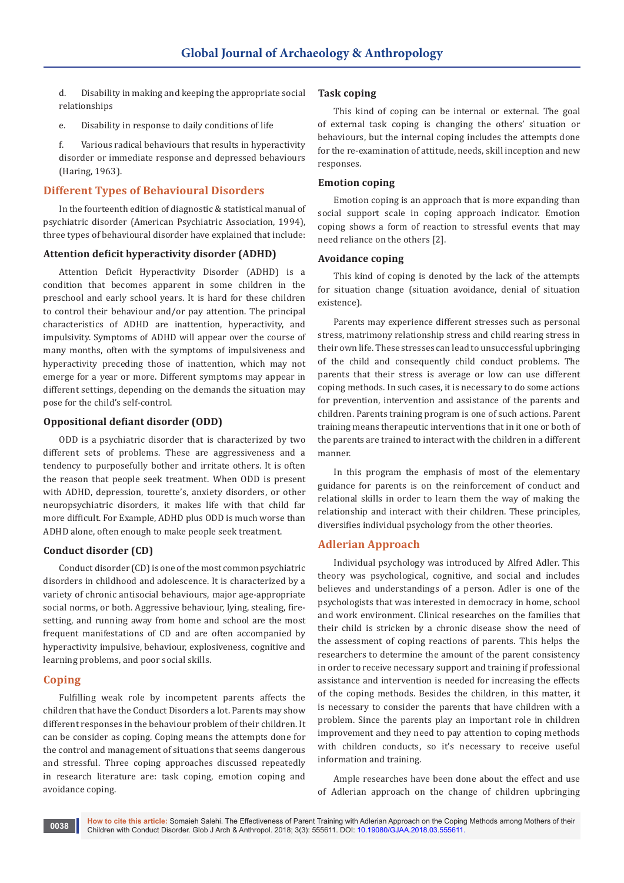d. Disability in making and keeping the appropriate social relationships

e. Disability in response to daily conditions of life

f. Various radical behaviours that results in hyperactivity disorder or immediate response and depressed behaviours (Haring, 1963).

## Different Types of Behavioural Disorders

In the fourteenth edition of diagnostic & statistical manual of psychiatric disorder (American Psychiatric Association, 1994), three types of behavioural disorder have explained that include:

### Attention deficit hyperactivity disorder (ADHD)

Attention Deficit Hyperactivity Disorder (ADHD) is a condition that becomes apparent in some children in the preschool and early school years. It is hard for these children to control their behaviour and/or pay attention. The principal characteristics of ADHD are inattention, hyperactivity, and impulsivity. Symptoms of ADHD will appear over the course of many months, often with the symptoms of impulsiveness and hyperactivity preceding those of inattention, which may not emerge for a year or more. Different symptoms may appear in different settings, depending on the demands the situation may pose for the child's self-control.

### Oppositional defiant disorder (ODD)

ODD is a psychiatric disorder that is characterized by two different sets of problems. These are aggressiveness and a tendency to purposefully bother and irritate others. It is often the reason that people seek treatment. When ODD is present with ADHD, depression, tourette's, anxiety disorders, or other neuropsychiatric disorders, it makes life with that child far more difficult. For Example, ADHD plus ODD is much worse than ADHD alone, often enough to make people seek treatment.

### Conduct disorder (CD)

Conduct disorder (CD) is one of the most common psychiatric disorders in childhood and adolescence. It is characterized by a variety of chronic antisocial behaviours, major age-appropriate social norms, or both. Aggressive behaviour, lying, stealing, fire-setting, and running away from home and school are the most frequent manifestations of CD and are often accompanied by hyperactivity impulsive, behaviour, explosiveness, cognitive and learning problems, and poor social skills.

## Coping

Fulfilling weak role by incompetent parents affects the children that have the Conduct Disorders a lot. Parents may show different responses in the behaviour problem of their children. It can be consider as coping. Coping means the attempts done for the control and management of situations that seems dangerous and stressful. Three coping approaches discussed repeatedly in research literature are: task coping, emotion coping and avoidance coping.

### Task coping

This kind of coping can be internal or external. The goal of external task coping is changing the others' situation or behaviours, but the internal coping includes the attempts done for the re-examination of attitude, needs, skill inception and new responses.

### Emotion coping

Emotion coping is an approach that is more expanding than social support scale in coping approach indicator. Emotion coping shows a form of reaction to stressful events that may need reliance on the others [2].

### Avoidance coping

This kind of coping is denoted by the lack of the attempts for situation change (situation avoidance, denial of situation existence).

Parents may experience different stresses such as personal stress, matrimony relationship stress and child rearing stress in their own life. These stresses can lead to unsuccessful upbringing of the child and consequently child conduct problems. The parents that their stress is average or low can use different coping methods. In such cases, it is necessary to do some actions for prevention, intervention and assistance of the parents and children. Parents training program is one of such actions. Parent training means therapeutic interventions that in it one or both of the parents are trained to interact with the children in a different manner.

In this program the emphasis of most of the elementary guidance for parents is on the reinforcement of conduct and relational skills in order to learn them the way of making the relationship and interact with their children. These principles, diversifies individual psychology from the other theories.

## Adlerian Approach

Individual psychology was introduced by Alfred Adler. This theory was psychological, cognitive, and social and includes believes and understandings of a person. Adler is one of the psychologists that was interested in democracy in home, school and work environment. Clinical researches on the families that their child is stricken by a chronic disease show the need of the assessment of coping reactions of parents. This helps the researchers to determine the amount of the parent consistency in order to receive necessary support and training if professional assistance and intervention is needed for increasing the effects of the coping methods. Besides the children, in this matter, it is necessary to consider the parents that have children with a problem. Since the parents play an important role in children improvement and they need to pay attention to coping methods with children conducts, so it's necessary to receive useful information and training.

Ample researches have been done about the effect and use of Adlerian approach on the change of children upbringing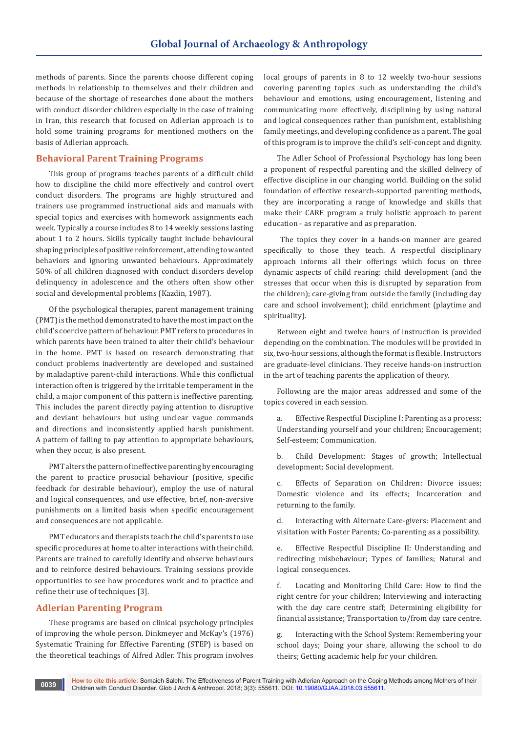methods of parents. Since the parents choose different coping methods in relationship to themselves and their children and because of the shortage of researches done about the mothers with conduct disorder children especially in the case of training in Iran, this research that focused on Adlerian approach is to hold some training programs for mentioned mothers on the basis of Adlerian approach.

## Behavioral Parent Training Programs

This group of programs teaches parents of a difficult child how to discipline the child more effectively and control overt conduct disorders. The programs are highly structured and trainers use programmed instructional aids and manuals with special topics and exercises with homework assignments each week. Typically a course includes 8 to 14 weekly sessions lasting about 1 to 2 hours. Skills typically taught include behavioural shaping principles of positive reinforcement, attending to wanted behaviors and ignoring unwanted behaviours. Approximately 50% of all children diagnosed with conduct disorders develop delinquency in adolescence and the others often show other social and developmental problems (Kazdin, 1987).

Of the psychological therapies, parent management training (PMT) is the method demonstrated to have the most impact on the child's coercive pattern of behaviour. PMT refers to procedures in which parents have been trained to alter their child's behaviour in the home. PMT is based on research demonstrating that conduct problems inadvertently are developed and sustained by maladaptive parent-child interactions. While this conflictual interaction often is triggered by the irritable temperament in the child, a major component of this pattern is ineffective parenting. This includes the parent directly paying attention to disruptive and deviant behaviours but using unclear vague commands and directions and inconsistently applied harsh punishment. A pattern of failing to pay attention to appropriate behaviours, when they occur, is also present.

PMT alters the pattern of ineffective parenting by encouraging the parent to practice prosocial behaviour (positive, specific feedback for desirable behaviour), employ the use of natural and logical consequences, and use effective, brief, non-aversive punishments on a limited basis when specific encouragement and consequences are not applicable.

PMT educators and therapists teach the child's parents to use specific procedures at home to alter interactions with their child. Parents are trained to carefully identify and observe behaviours and to reinforce desired behaviours. Training sessions provide opportunities to see how procedures work and to practice and refine their use of techniques [3].

## Adlerian Parenting Program

These programs are based on clinical psychology principles of improving the whole person. Dinkmeyer and McKay's (1976) Systematic Training for Effective Parenting (STEP) is based on the theoretical teachings of Alfred Adler. This program involves local groups of parents in 8 to 12 weekly two-hour sessions covering parenting topics such as understanding the child's behaviour and emotions, using encouragement, listening and communicating more effectively, disciplining by using natural and logical consequences rather than punishment, establishing family meetings, and developing confidence as a parent. The goal of this program is to improve the child's self-concept and dignity.

The Adler School of Professional Psychology has long been a proponent of respectful parenting and the skilled delivery of effective discipline in our changing world. Building on the solid foundation of effective research-supported parenting methods, they are incorporating a range of knowledge and skills that make their CARE program a truly holistic approach to parent education - as reparative and as preparation.

The topics they cover in a hands-on manner are geared specifically to those they teach. A respectful disciplinary approach informs all their offerings which focus on three dynamic aspects of child rearing: child development (and the stresses that occur when this is disrupted by separation from the children); care-giving from outside the family (including day care and school involvement); child enrichment (playtime and spirituality).

Between eight and twelve hours of instruction is provided depending on the combination. The modules will be provided in six, two-hour sessions, although the format is flexible. Instructors are graduate-level clinicians. They receive hands-on instruction in the art of teaching parents the application of theory.

Following are the major areas addressed and some of the topics covered in each session.

a. Effective Respectful Discipline I: Parenting as a process; Understanding yourself and your children; Encouragement; Self-esteem; Communication.

b. Child Development: Stages of growth; Intellectual development; Social development.

c. Effects of Separation on Children: Divorce issues; Domestic violence and its effects; Incarceration and returning to the family.

d. Interacting with Alternate Care-givers: Placement and visitation with Foster Parents; Co-parenting as a possibility.

e. Effective Respectful Discipline II: Understanding and redirecting misbehaviour; Types of families; Natural and logical consequences.

f. Locating and Monitoring Child Care: How to find the right centre for your children; Interviewing and interacting with the day care centre staff; Determining eligibility for financial assistance; Transportation to/from day care centre.

g. Interacting with the School System: Remembering your school days; Doing your share, allowing the school to do theirs; Getting academic help for your children.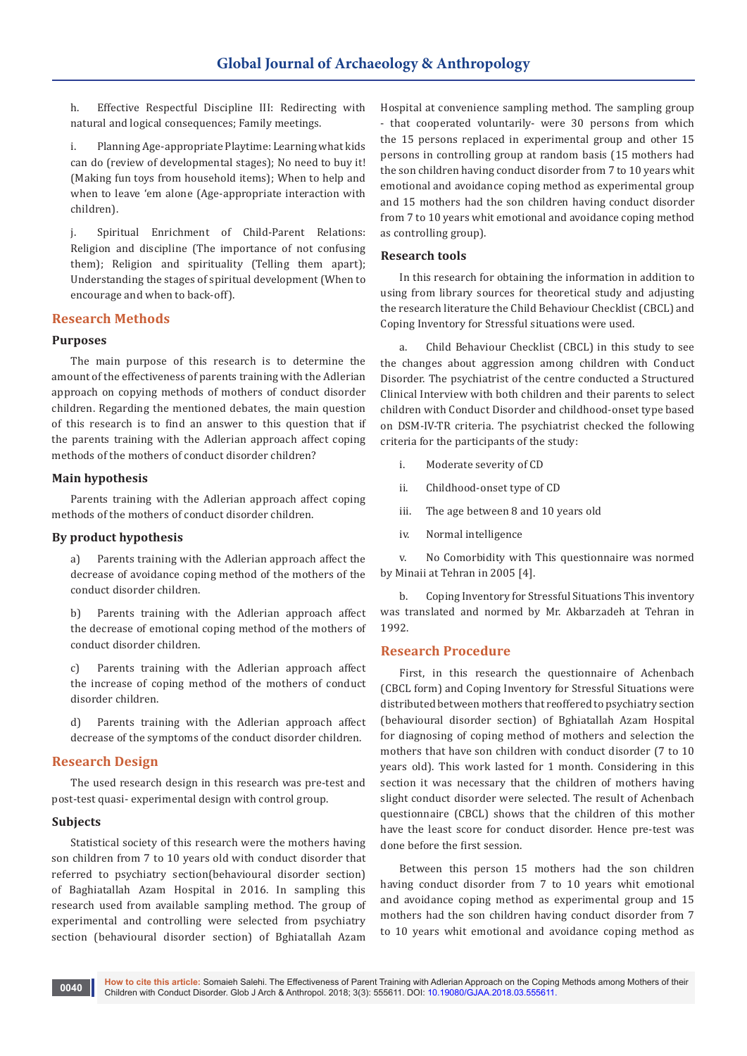h. Effective Respectful Discipline III: Redirecting with natural and logical consequences; Family meetings.

i. Planning Age-appropriate Playtime: Learning what kids can do (review of developmental stages); No need to buy it! (Making fun toys from household items); When to help and when to leave 'em alone (Age-appropriate interaction with children).

j. Spiritual Enrichment of Child-Parent Relations: Religion and discipline (The importance of not confusing them); Religion and spirituality (Telling them apart); Understanding the stages of spiritual development (When to encourage and when to back-off).

## Research Methods

### Purposes

The main purpose of this research is to determine the amount of the effectiveness of parents training with the Adlerian approach on copying methods of mothers of conduct disorder children. Regarding the mentioned debates, the main question of this research is to find an answer to this question that if the parents training with the Adlerian approach affect coping methods of the mothers of conduct disorder children?

### Main hypothesis

Parents training with the Adlerian approach affect coping methods of the mothers of conduct disorder children.

### By product hypothesis

a) Parents training with the Adlerian approach affect the decrease of avoidance coping method of the mothers of the conduct disorder children.

b) Parents training with the Adlerian approach affect the decrease of emotional coping method of the mothers of conduct disorder children.

c) Parents training with the Adlerian approach affect the increase of coping method of the mothers of conduct disorder children.

d) Parents training with the Adlerian approach affect decrease of the symptoms of the conduct disorder children.

## Research Design

The used research design in this research was pre-test and post-test quasi- experimental design with control group.

### Subjects

Statistical society of this research were the mothers having son children from 7 to 10 years old with conduct disorder that referred to psychiatry section(behavioural disorder section) of Baghiatallah Azam Hospital in 2016. In sampling this research used from available sampling method. The group of experimental and controlling were selected from psychiatry section (behavioural disorder section) of Bghiatallah Azam Hospital at convenience sampling method. The sampling group - that cooperated voluntarily- were 30 persons from which the 15 persons replaced in experimental group and other 15 persons in controlling group at random basis (15 mothers had the son children having conduct disorder from 7 to 10 years whit emotional and avoidance coping method as experimental group and 15 mothers had the son children having conduct disorder from 7 to 10 years whit emotional and avoidance coping method as controlling group).

### Research tools

In this research for obtaining the information in addition to using from library sources for theoretical study and adjusting the research literature the Child Behaviour Checklist (CBCL) and Coping Inventory for Stressful situations were used.

a. Child Behaviour Checklist (CBCL) in this study to see the changes about aggression among children with Conduct Disorder. The psychiatrist of the centre conducted a Structured Clinical Interview with both children and their parents to select children with Conduct Disorder and childhood-onset type based on DSM-IV-TR criteria. The psychiatrist checked the following criteria for the participants of the study:

i. Moderate severity of CD

ii. Childhood-onset type of CD

iii. The age between 8 and 10 years old

iv. Normal intelligence

v. No Comorbidity with This questionnaire was normed by Minaii at Tehran in 2005 [4].

b. Coping Inventory for Stressful Situations This inventory was translated and normed by Mr. Akbarzadeh at Tehran in 1992.

## Research Procedure

First, in this research the questionnaire of Achenbach (CBCL form) and Coping Inventory for Stressful Situations were distributed between mothers that reoffered to psychiatry section (behavioural disorder section) of Bghiatallah Azam Hospital for diagnosing of coping method of mothers and selection the mothers that have son children with conduct disorder (7 to 10 years old). This work lasted for 1 month. Considering in this section it was necessary that the children of mothers having slight conduct disorder were selected. The result of Achenbach questionnaire (CBCL) shows that the children of this mother have the least score for conduct disorder. Hence pre-test was done before the first session.

Between this person 15 mothers had the son children having conduct disorder from 7 to 10 years whit emotional and avoidance coping method as experimental group and 15 mothers had the son children having conduct disorder from 7 to 10 years whit emotional and avoidance coping method as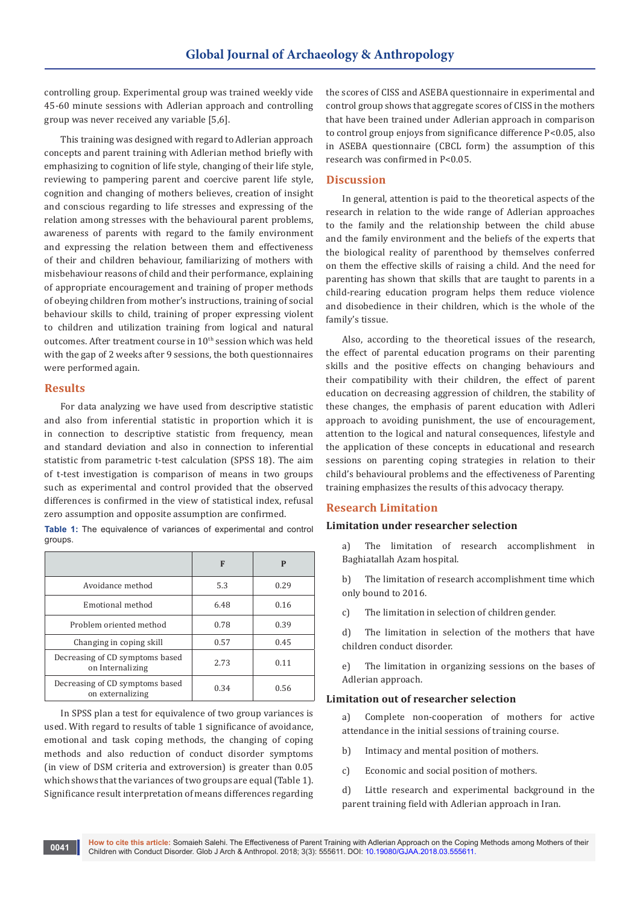controlling group. Experimental group was trained weekly vide 45-60 minute sessions with Adlerian approach and controlling group was never received any variable [5,6].

This training was designed with regard to Adlerian approach concepts and parent training with Adlerian method briefly with emphasizing to cognition of life style, changing of their life style, reviewing to pampering parent and coercive parent life style, cognition and changing of mothers believes, creation of insight and conscious regarding to life stresses and expressing of the relation among stresses with the behavioural parent problems, awareness of parents with regard to the family environment and expressing the relation between them and effectiveness of their and children behaviour, familiarizing of mothers with misbehaviour reasons of child and their performance, explaining of appropriate encouragement and training of proper methods of obeying children from mother's instructions, training of social behaviour skills to child, training of proper expressing violent to children and utilization training from logical and natural outcomes. After treatment course in 10th session which was held with the gap of 2 weeks after 9 sessions, the both questionnaires were performed again.

## Results

For data analyzing we have used from descriptive statistic and also from inferential statistic in proportion which it is in connection to descriptive statistic from frequency, mean and standard deviation and also in connection to inferential statistic from parametric t-test calculation (SPSS 18). The aim of t-test investigation is comparison of means in two groups such as experimental and control provided that the observed differences is confirmed in the view of statistical index, refusal zero assumption and opposite assumption are confirmed.

**Table 1:** The equivalence of variances of experimental and control groups.

| | F | P |
|---|---|---|
| Avoidance method | 5.3 | 0.29 |
| Emotional method | 6.48 | 0.16 |
| Problem oriented method | 0.78 | 0.39 |
| Changing in coping skill | 0.57 | 0.45 |
| Decreasing of CD symptoms based on Internalizing | 2.73 | 0.11 |
| Decreasing of CD symptoms based on externalizing | 0.34 | 0.56 |

In SPSS plan a test for equivalence of two group variances is used. With regard to results of table 1 significance of avoidance, emotional and task coping methods, the changing of coping methods and also reduction of conduct disorder symptoms (in view of DSM criteria and extroversion) is greater than 0.05 which shows that the variances of two groups are equal (Table 1). Significance result interpretation of means differences regarding the scores of CISS and ASEBA questionnaire in experimental and control group shows that aggregate scores of CISS in the mothers that have been trained under Adlerian approach in comparison to control group enjoys from significance difference $P<0.05$, also in ASEBA questionnaire (CBCL form) the assumption of this research was confirmed in $P<0.05$.

## Discussion

In general, attention is paid to the theoretical aspects of the research in relation to the wide range of Adlerian approaches to the family and the relationship between the child abuse and the family environment and the beliefs of the experts that the biological reality of parenthood by themselves conferred on them the effective skills of raising a child. And the need for parenting has shown that skills that are taught to parents in a child-rearing education program helps them reduce violence and disobedience in their children, which is the whole of the family's tissue.

Also, according to the theoretical issues of the research, the effect of parental education programs on their parenting skills and the positive effects on changing behaviours and their compatibility with their children, the effect of parent education on decreasing aggression of children, the stability of these changes, the emphasis of parent education with Adleri approach to avoiding punishment, the use of encouragement, attention to the logical and natural consequences, lifestyle and the application of these concepts in educational and research sessions on parenting coping strategies in relation to their child's behavioural problems and the effectiveness of Parenting training emphasizes the results of this advocacy therapy.

## Research Limitation

### Limitation under researcher selection

a) The limitation of research accomplishment in Baghiatallah Azam hospital.

b) The limitation of research accomplishment time which only bound to 2016.

c) The limitation in selection of children gender.

d) The limitation in selection of the mothers that have children conduct disorder.

e) The limitation in organizing sessions on the bases of Adlerian approach.

### Limitation out of researcher selection

a) Complete non-cooperation of mothers for active attendance in the initial sessions of training course.

b) Intimacy and mental position of mothers.

c) Economic and social position of mothers.

d) Little research and experimental background in the parent training field with Adlerian approach in Iran.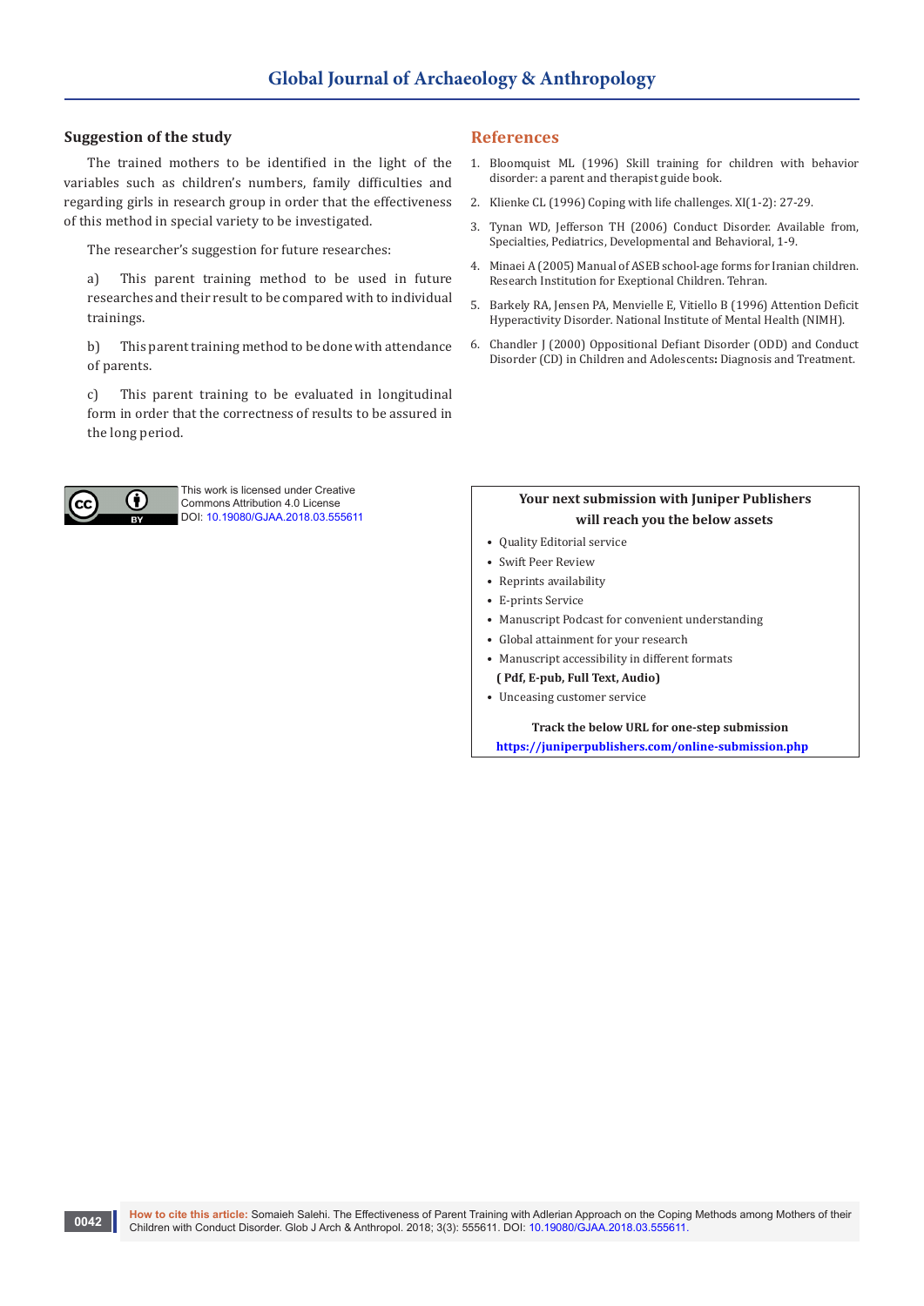## Suggestion of the study

The trained mothers to be identified in the light of the variables such as children's numbers, family difficulties and regarding girls in research group in order that the effectiveness of this method in special variety to be investigated.

The researcher's suggestion for future researches:

a) This parent training method to be used in future researches and their result to be compared with to individual trainings.

b) This parent training method to be done with attendance of parents.

c) This parent training to be evaluated in longitudinal form in order that the correctness of results to be assured in the long period.

## References

1. Bloomquist ML (1996) Skill training for children with behavior disorder: a parent and therapist guide book.
2. Klienke CL (1996) Coping with life challenges. XI(1-2): 27-29.
3. Tynan WD, Jefferson TH (2006) Conduct Disorder. Available from, Specialties, Pediatrics, Developmental and Behavioral, 1-9.
4. Minaei A (2005) Manual of ASEB school-age forms for Iranian children. Research Institution for Exeptional Children. Tehran.
5. Barkely RA, Jensen PA, Menvielle E, Vitiello B (1996) Attention Deficit Hyperactivity Disorder. National Institute of Mental Health (NIMH).
6. Chandler J (2000) Oppositional Defiant Disorder (ODD) and Conduct Disorder (CD) in Children and Adolescents**:** Diagnosis and Treatment.

This work is licensed under Creative Commons Attribution 4.0 License
DOI: 10.19080/GJAA.2018.03.555611

**Your next submission with Juniper Publishers will reach you the below assets**

- Quality Editorial service
- Swift Peer Review
- Reprints availability
- E-prints Service
- Manuscript Podcast for convenient understanding
- Global attainment for your research
- Manuscript accessibility in different formats

**( Pdf, E-pub, Full Text, Audio)**

- Unceasing customer service

**Track the below URL for one-step submission**
**https://juniperpublishers.com/online-submission.php**

**How to cite this article:** Somaieh Salehi. The Effectiveness of Parent Training with Adlerian Approach on the Coping Methods among Mothers of their Children with Conduct Disorder. Glob J Arch & Anthropol. 2018; 3(3): 555611. DOI: 10.19080/GJAA.2018.03.555611.